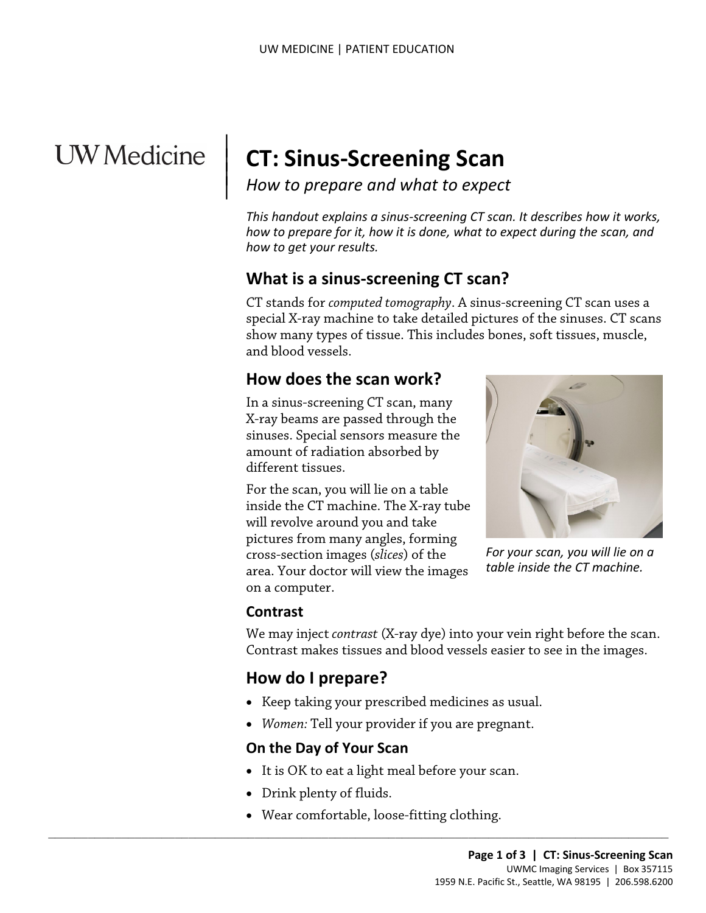# CT: Sinus-Screening Scan

*How to prepare and what to expect*

*This handout explains a sinus-screening CT scan. It describes how it works, how to prepare for it, how it is done, what to expect during the scan, and how to get your results.*

## What is a sinus-screening CT scan?

CT stands for *computed tomography*. A sinus-screening CT scan uses a special X-ray machine to take detailed pictures of the sinuses. CT scans show many types of tissue. This includes bones, soft tissues, muscle, and blood vessels.

## How does the scan work?

In a sinus-screening CT scan, many X-ray beams are passed through the sinuses. Special sensors measure the amount of radiation absorbed by different tissues.

For the scan, you will lie on a table inside the CT machine. The X-ray tube will revolve around you and take pictures from many angles, forming cross-section images (*slices*) of the area. Your doctor will view the images on a computer.

*For your scan, you will lie on a table inside the CT machine.*

### Contrast

We may inject *contrast* (X-ray dye) into your vein right before the scan. Contrast makes tissues and blood vessels easier to see in the images.

## How do I prepare?

- Keep taking your prescribed medicines as usual.
- *Women:* Tell your provider if you are pregnant.

### On the Day of Your Scan

- It is OK to eat a light meal before your scan.
- Drink plenty of fluids.
- Wear comfortable, loose-fitting clothing.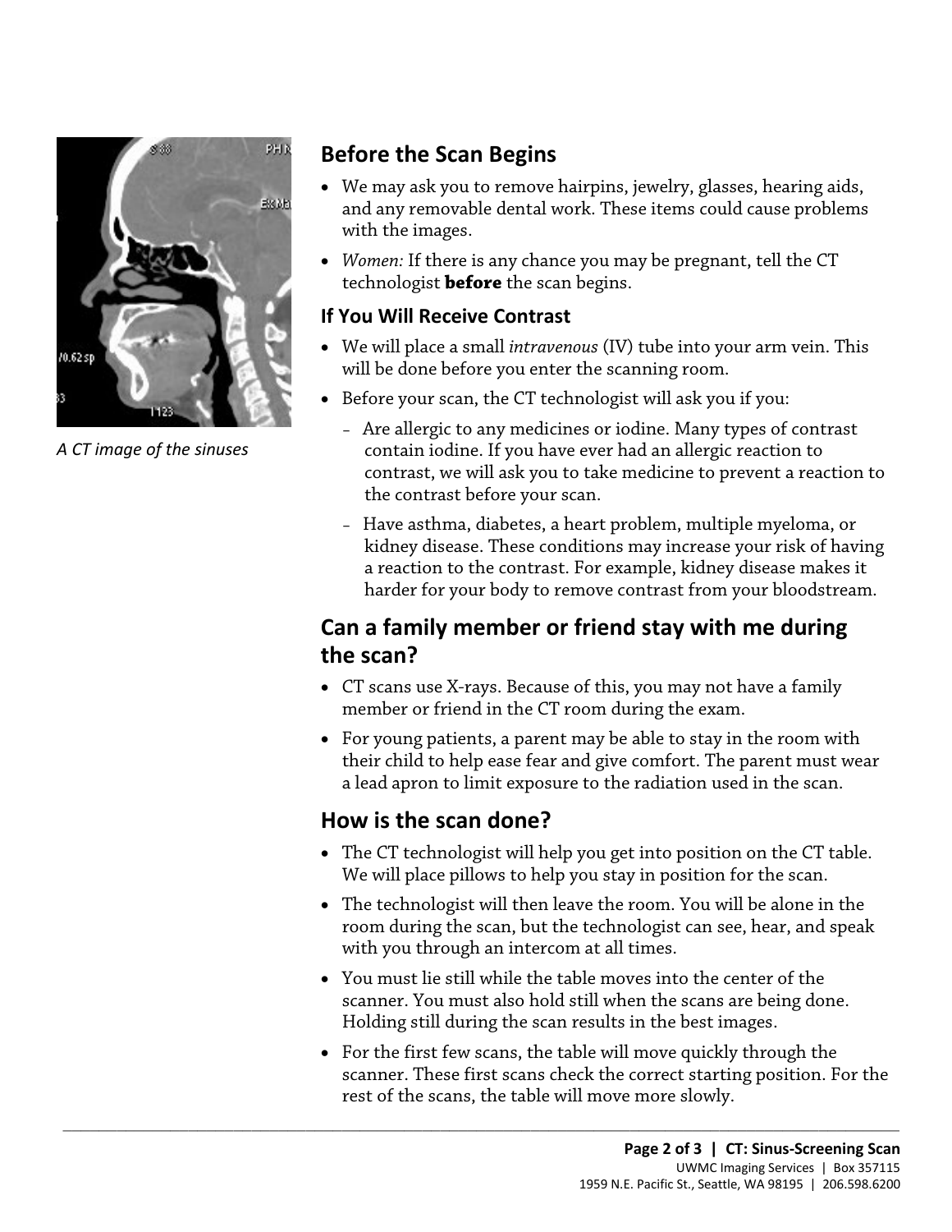A CT image of the sinuses

## Before the Scan Begins

- We may ask you to remove hairpins, jewelry, glasses, hearing aids, and any removable dental work. These items could cause problems with the images.
- *Women:* If there is any chance you may be pregnant, tell the CT technologist **before** the scan begins.

### If You Will Receive Contrast

- We will place a small *intravenous* (IV) tube into your arm vein. This will be done before you enter the scanning room.
- Before your scan, the CT technologist will ask you if you:
  - Are allergic to any medicines or iodine. Many types of contrast contain iodine. If you have ever had an allergic reaction to contrast, we will ask you to take medicine to prevent a reaction to the contrast before your scan.
  - Have asthma, diabetes, a heart problem, multiple myeloma, or kidney disease. These conditions may increase your risk of having a reaction to the contrast. For example, kidney disease makes it harder for your body to remove contrast from your bloodstream.

## Can a family member or friend stay with me during the scan?

- CT scans use X-rays. Because of this, you may not have a family member or friend in the CT room during the exam.
- For young patients, a parent may be able to stay in the room with their child to help ease fear and give comfort. The parent must wear a lead apron to limit exposure to the radiation used in the scan.

## How is the scan done?

- The CT technologist will help you get into position on the CT table. We will place pillows to help you stay in position for the scan.
- The technologist will then leave the room. You will be alone in the room during the scan, but the technologist can see, hear, and speak with you through an intercom at all times.
- You must lie still while the table moves into the center of the scanner. You must also hold still when the scans are being done. Holding still during the scan results in the best images.
- For the first few scans, the table will move quickly through the scanner. These first scans check the correct starting position. For the rest of the scans, the table will move more slowly.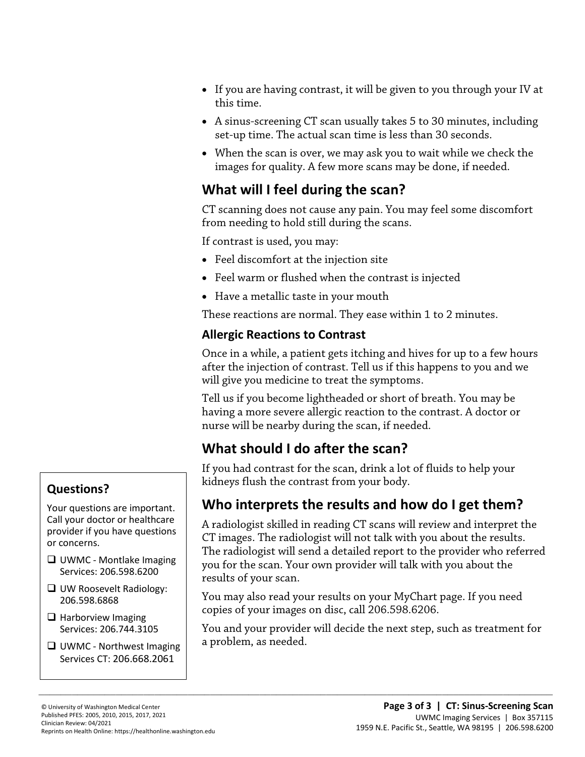- If you are having contrast, it will be given to you through your IV at this time.
- A sinus-screening CT scan usually takes 5 to 30 minutes, including set-up time. The actual scan time is less than 30 seconds.
- When the scan is over, we may ask you to wait while we check the images for quality. A few more scans may be done, if needed.

## What will I feel during the scan?

CT scanning does not cause any pain. You may feel some discomfort from needing to hold still during the scans.

If contrast is used, you may:

- Feel discomfort at the injection site
- Feel warm or flushed when the contrast is injected
- Have a metallic taste in your mouth

These reactions are normal. They ease within 1 to 2 minutes.

### Allergic Reactions to Contrast

Once in a while, a patient gets itching and hives for up to a few hours after the injection of contrast. Tell us if this happens to you and we will give you medicine to treat the symptoms.

Tell us if you become lightheaded or short of breath. You may be having a more severe allergic reaction to the contrast. A doctor or nurse will be nearby during the scan, if needed.

## What should I do after the scan?

If you had contrast for the scan, drink a lot of fluids to help your kidneys flush the contrast from your body.

## Who interprets the results and how do I get them?

A radiologist skilled in reading CT scans will review and interpret the CT images. The radiologist will not talk with you about the results. The radiologist will send a detailed report to the provider who referred you for the scan. Your own provider will talk with you about the results of your scan.

You may also read your results on your MyChart page. If you need copies of your images on disc, call 206.598.6206.

You and your provider will decide the next step, such as treatment for a problem, as needed.

### Questions?

Your questions are important. Call your doctor or healthcare provider if you have questions or concerns.

- ☐ UWMC - Montlake Imaging Services: 206.598.6200
- ☐ UW Roosevelt Radiology: 206.598.6868
- ☐ Harborview Imaging Services: 206.744.3105
- ☐ UWMC - Northwest Imaging Services CT: 206.668.2061

© University of Washington Medical Center
Published PFES: 2005, 2010, 2015, 2017, 2021
Clinician Review: 04/2021
Reprints on Health Online: https://healthonline.washington.edu